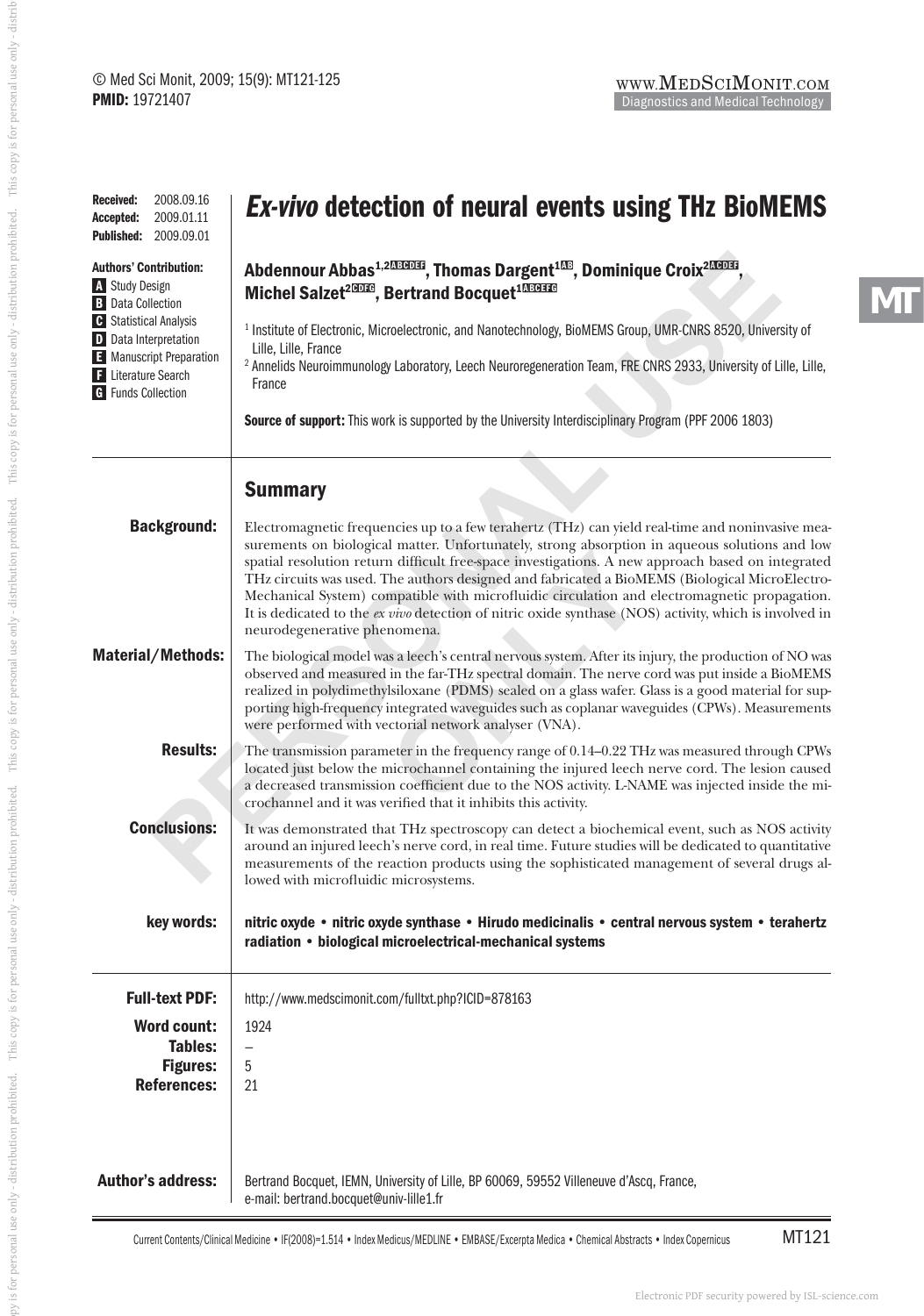Received: 2008.09.16
Accepted: 2009.01.11
Published: 2009.09.01

# *Ex-vivo* detection of neural events using THz BioMEMS

**Abdennour Abbas[1,2ABCDEF], Thomas Dargent[1AB], Dominique Croix[2ACDEF], Michel Salzet[2CDFG], Bertrand Bocquet[1ABCEFG]**

Authors' Contribution:
- A Study Design
- B Data Collection
- C Statistical Analysis
- D Data Interpretation
- E Manuscript Preparation
- F Literature Search
- G Funds Collection

[1] Institute of Electronic, Microelectronic, and Nanotechnology, BioMEMS Group, UMR-CNRS 8520, University of Lille, Lille, France

[2] Annelids Neuroimmunology Laboratory, Leech Neuroregeneration Team, FRE CNRS 2933, University of Lille, Lille, France

**Source of support:** This work is supported by the University Interdisciplinary Program (PPF 2006 1803)

## Summary

**Background:** Electromagnetic frequencies up to a few terahertz (THz) can yield real-time and noninvasive measurements on biological matter. Unfortunately, strong absorption in aqueous solutions and low spatial resolution return difficult free-space investigations. A new approach based on integrated THz circuits was used. The authors designed and fabricated a BioMEMS (Biological MicroElectro-Mechanical System) compatible with microfluidic circulation and electromagnetic propagation. It is dedicated to the *ex vivo* detection of nitric oxide synthase (NOS) activity, which is involved in neurodegenerative phenomena.

**Material/Methods:** The biological model was a leech's central nervous system. After its injury, the production of NO was observed and measured in the far-THz spectral domain. The nerve cord was put inside a BioMEMS realized in polydimethylsiloxane (PDMS) sealed on a glass wafer. Glass is a good material for supporting high-frequency integrated waveguides such as coplanar waveguides (CPWs). Measurements were performed with vectorial network analyser (VNA).

**Results:** The transmission parameter in the frequency range of 0.14–0.22 THz was measured through CPWs located just below the microchannel containing the injured leech nerve cord. The lesion caused a decreased transmission coefficient due to the NOS activity. L-NAME was injected inside the microchannel and it was verified that it inhibits this activity.

**Conclusions:** It was demonstrated that THz spectroscopy can detect a biochemical event, such as NOS activity around an injured leech's nerve cord, in real time. Future studies will be dedicated to quantitative measurements of the reaction products using the sophisticated management of several drugs allowed with microfluidic microsystems.

**key words:** **nitric oxyde • nitric oxyde synthase • Hirudo medicinalis • central nervous system • terahertz radiation • biological microelectrical-mechanical systems**

**Full-text PDF:** http://www.medscimonit.com/fulltxt.php?ICID=878163

**Word count:** 1924

**Tables:** –

**Figures:** 5

**References:** 21

**Author's address:** Bertrand Bocquet, IEMN, University of Lille, BP 60069, 59552 Villeneuve d'Ascq, France, e-mail: bertrand.bocquet@univ-lille1.fr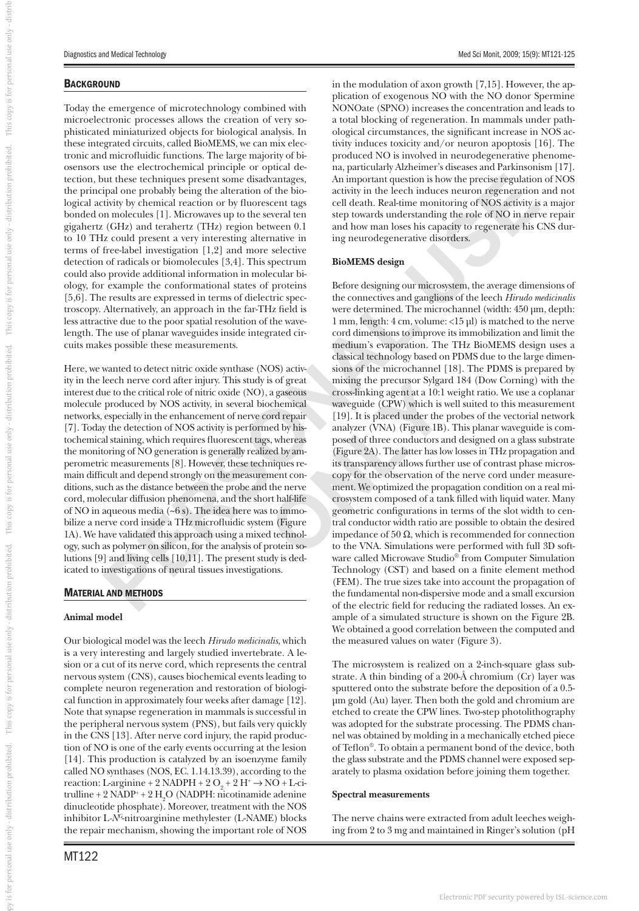## Background

Today the emergence of microtechnology combined with microelectronic processes allows the creation of very sophisticated miniaturized objects for biological analysis. In these integrated circuits, called BioMEMS, we can mix electronic and microfluidic functions. The large majority of biosensors use the electrochemical principle or optical detection, but these techniques present some disadvantages, the principal one probably being the alteration of the biological activity by chemical reaction or by fluorescent tags bonded on molecules [1]. Microwaves up to the several ten gigahertz (GHz) and terahertz (THz) region between 0.1 to 10 THz could present a very interesting alternative in terms of free-label investigation [1,2] and more selective detection of radicals or biomolecules [3,4]. This spectrum could also provide additional information in molecular biology, for example the conformational states of proteins [5,6]. The results are expressed in terms of dielectric spectroscopy. Alternatively, an approach in the far-THz field is less attractive due to the poor spatial resolution of the wavelength. The use of planar waveguides inside integrated circuits makes possible these measurements.

Here, we wanted to detect nitric oxide synthase (NOS) activity in the leech nerve cord after injury. This study is of great interest due to the critical role of nitric oxide (NO), a gaseous molecule produced by NOS activity, in several biochemical networks, especially in the enhancement of nerve cord repair [7]. Today the detection of NOS activity is performed by histochemical staining, which requires fluorescent tags, whereas the monitoring of NO generation is generally realized by amperometric measurements [8]. However, these techniques remain difficult and depend strongly on the measurement conditions, such as the distance between the probe and the nerve cord, molecular diffusion phenomena, and the short half-life of NO in aqueous media (~6 s). The idea here was to immobilize a nerve cord inside a THz microfluidic system (Figure 1A). We have validated this approach using a mixed technology, such as polymer on silicon, for the analysis of protein solutions [9] and living cells [10,11]. The present study is dedicated to investigations of neural tissues investigations.

## Material and Methods

### Animal model

Our biological model was the leech *Hirudo medicinalis*, which is a very interesting and largely studied invertebrate. A lesion or a cut of its nerve cord, which represents the central nervous system (CNS), causes biochemical events leading to complete neuron regeneration and restoration of biological function in approximately four weeks after damage [12]. Note that synapse regeneration in mammals is successful in the peripheral nervous system (PNS), but fails very quickly in the CNS [13]. After nerve cord injury, the rapid production of NO is one of the early events occurring at the lesion [14]. This production is catalyzed by an isoenzyme family called NO synthases (NOS, EC. 1.14.13.39), according to the reaction: L-arginine + 2 NADPH + 2 $O_2$ + 2 $H^+ \rightarrow$ NO + L-citrulline + 2 $NADP^+$ + 2 $H_2O$ (NADPH: nicotinamide adenine dinucleotide phosphate). Moreover, treatment with the NOS inhibitor L-$N^G$-nitroarginine methylester (L-NAME) blocks the repair mechanism, showing the important role of NOS in the modulation of axon growth [7,15]. However, the application of exogenous NO with the NO donor Spermine NONOate (SPNO) increases the concentration and leads to a total blocking of regeneration. In mammals under pathological circumstances, the significant increase in NOS activity induces toxicity and/or neuron apoptosis [16]. The produced NO is involved in neurodegenerative phenomena, particularly Alzheimer's diseases and Parkinsonism [17]. An important question is how the precise regulation of NOS activity in the leech induces neuron regeneration and not cell death. Real-time monitoring of NOS activity is a major step towards understanding the role of NO in nerve repair and how man loses his capacity to regenerate his CNS during neurodegenerative disorders.

### BioMEMS design

Before designing our microsystem, the average dimensions of the connectives and ganglions of the leech *Hirudo medicinalis* were determined. The microchannel (width: 450 µm, depth: 1 mm, length: 4 cm, volume: <15 µl) is matched to the nerve cord dimensions to improve its immobilization and limit the medium's evaporation. The THz BioMEMS design uses a classical technology based on PDMS due to the large dimensions of the microchannel [18]. The PDMS is prepared by mixing the precursor Sylgard 184 (Dow Corning) with the cross-linking agent at a 10:1 weight ratio. We use a coplanar waveguide (CPW) which is well suited to this measurement [19]. It is placed under the probes of the vectorial network analyzer (VNA) (Figure 1B). This planar waveguide is composed of three conductors and designed on a glass substrate (Figure 2A). The latter has low losses in THz propagation and its transparency allows further use of contrast phase microscopy for the observation of the nerve cord under measurement. We optimized the propagation condition on a real microsystem composed of a tank filled with liquid water. Many geometric configurations in terms of the slot width to central conductor width ratio are possible to obtain the desired impedance of 50 Ω, which is recommended for connection to the VNA. Simulations were performed with full 3D software called Microwave Studio® from Computer Simulation Technology (CST) and based on a finite element method (FEM). The true sizes take into account the propagation of the fundamental non-dispersive mode and a small excursion of the electric field for reducing the radiated losses. An example of a simulated structure is shown on the Figure 2B. We obtained a good correlation between the computed and the measured values on water (Figure 3).

The microsystem is realized on a 2-inch-square glass substrate. A thin binding of a 200-Å chromium (Cr) layer was sputtered onto the substrate before the deposition of a 0.5-µm gold (Au) layer. Then both the gold and chromium are etched to create the CPW lines. Two-step photolithography was adopted for the substrate processing. The PDMS channel was obtained by molding in a mechanically etched piece of Teflon®. To obtain a permanent bond of the device, both the glass substrate and the PDMS channel were exposed separately to plasma oxidation before joining them together.

### Spectral measurements

The nerve chains were extracted from adult leeches weighing from 2 to 3 mg and maintained in Ringer's solution (pH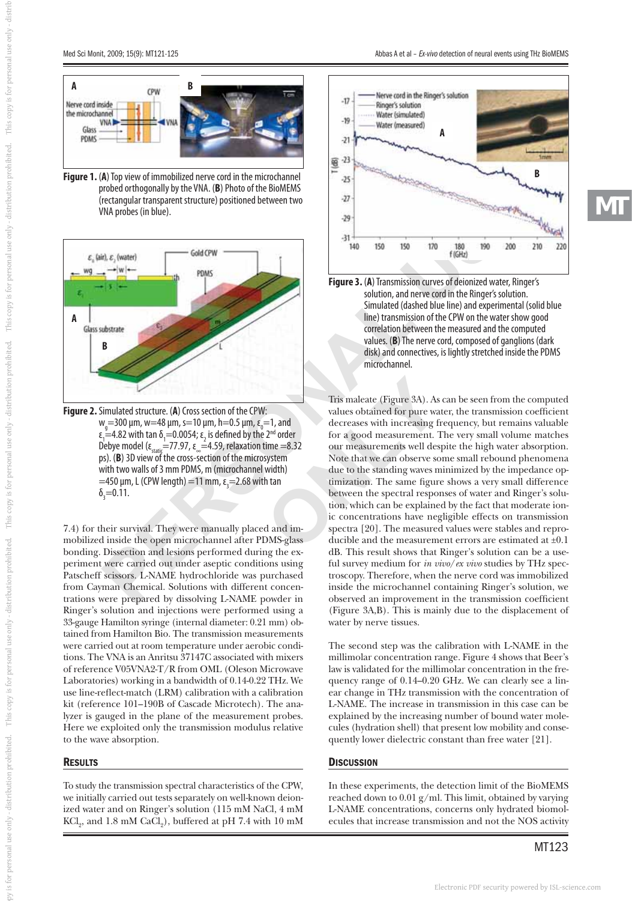**Figure 1.** (**A**) Top view of immobilized nerve cord in the microchannel probed orthogonally by the VNA. (**B**) Photo of the BioMEMS (rectangular transparent structure) positioned between two VNA probes (in blue).

**Figure 2.** Simulated structure. (**A**) Cross section of the CPW: $w_g$=300 μm, w=48 μm, s=10 μm, h=0.5 μm, $\varepsilon_0$=1, and $\varepsilon_1$=4.82 with tan $\delta_1$=0.0054; $\varepsilon_2$ is defined by the 2[nd] order Debye model ($\varepsilon_{static}$=77.97, $\varepsilon_\infty$=4.59, relaxation time =8.32 ps). (**B**) 3D view of the cross-section of the microsystem with two walls of 3 mm PDMS, m (microchannel width) =450 μm, L (CPW length) =11 mm, $\varepsilon_3$=2.68 with tan $\delta_3$=0.11.

7.4) for their survival. They were manually placed and immobilized inside the open microchannel after PDMS-glass bonding. Dissection and lesions performed during the experiment were carried out under aseptic conditions using Patscheff scissors. L-NAME hydrochloride was purchased from Cayman Chemical. Solutions with different concentrations were prepared by dissolving L-NAME powder in Ringer's solution and injections were performed using a 33-gauge Hamilton syringe (internal diameter: 0.21 mm) obtained from Hamilton Bio. The transmission measurements were carried out at room temperature under aerobic conditions. The VNA is an Anritsu 37147C associated with mixers of reference V05VNA2-T/R from OML (Oleson Microwave Laboratories) working in a bandwidth of 0.14-0.22 THz. We use line-reflect-match (LRM) calibration with a calibration kit (reference 101–190B of Cascade Microtech). The analyzer is gauged in the plane of the measurement probes. Here we exploited only the transmission modulus relative to the wave absorption.

## Results

To study the transmission spectral characteristics of the CPW, we initially carried out tests separately on well-known deionized water and on Ringer's solution (115 mM NaCl, 4 mM $KCl_2$, and 1.8 mM $CaCl_2$), buffered at pH 7.4 with 10 mM Tris maleate (Figure 3A). As can be seen from the computed values obtained for pure water, the transmission coefficient decreases with increasing frequency, but remains valuable for a good measurement. The very small volume matches our measurements well despite the high water absorption. Note that we can observe some small rebound phenomena due to the standing waves minimized by the impedance optimization. The same figure shows a very small difference between the spectral responses of water and Ringer's solution, which can be explained by the fact that moderate ionic concentrations have negligible effects on transmission spectra [20]. The measured values were stables and reproducible and the measurement errors are estimated at ±0.1 dB. This result shows that Ringer's solution can be a useful survey medium for *in vivo/ex vivo* studies by THz spectroscopy. Therefore, when the nerve cord was immobilized inside the microchannel containing Ringer's solution, we observed an improvement in the transmission coefficient (Figure 3A,B). This is mainly due to the displacement of water by nerve tissues.

**Figure 3.** (**A**) Transmission curves of deionized water, Ringer's solution, and nerve cord in the Ringer's solution. Simulated (dashed blue line) and experimental (solid blue line) transmission of the CPW on the water show good correlation between the measured and the computed values. (**B**) The nerve cord, composed of ganglions (dark disk) and connectives, is lightly stretched inside the PDMS microchannel.

The second step was the calibration with L-NAME in the millimolar concentration range. Figure 4 shows that Beer's law is validated for the millimolar concentration in the frequency range of 0.14–0.20 GHz. We can clearly see a linear change in THz transmission with the concentration of L-NAME. The increase in transmission in this case can be explained by the increasing number of bound water molecules (hydration shell) that present low mobility and consequently lower dielectric constant than free water [21].

## Discussion

In these experiments, the detection limit of the BioMEMS reached down to 0.01 g/ml. This limit, obtained by varying L-NAME concentrations, concerns only hydrated biomolecules that increase transmission and not the NOS activity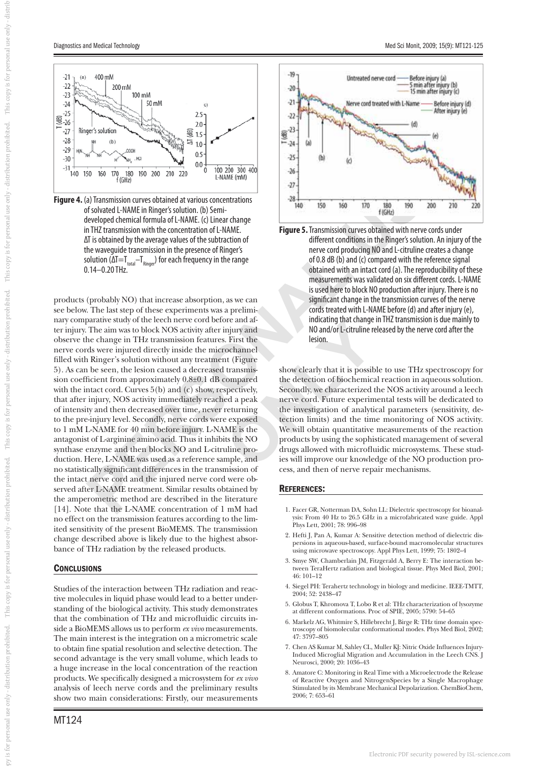**Figure 4.** (a) Transmission curves obtained at various concentrations of solvated L-NAME in Ringer's solution. (b) Semi-developed chemical formula of L-NAME. (c) Linear change in THZ transmission with the concentration of L-NAME. $\Delta T$ is obtained by the average values of the subtraction of the waveguide transmission in the presence of Ringer's solution ($\Delta T = T_{total} - T_{Ringer}$) for each frequency in the range 0.14–0.20 THz.

**Figure 5.** Transmission curves obtained with nerve cords under different conditions in the Ringer's solution. An injury of the nerve cord producing NO and L-citruline creates a change of 0.8 dB (b) and (c) compared with the reference signal obtained with an intact cord (a). The reproducibility of these measurements was validated on six different cords. L-NAME is used here to block NO production after injury. There is no significant change in the transmission curves of the nerve cords treated with L-NAME before (d) and after injury (e), indicating that change in THZ transmission is due mainly to NO and/or L-citruline released by the nerve cord after the lesion.

products (probably NO) that increase absorption, as we can see below. The last step of these experiments was a preliminary comparative study of the leech nerve cord before and after injury. The aim was to block NOS activity after injury and observe the change in THz transmission features. First the nerve cords were injured directly inside the microchannel filled with Ringer's solution without any treatment (Figure 5). As can be seen, the lesion caused a decreased transmission coefficient from approximately 0.8±0.1 dB compared with the intact cord. Curves 5(b) and (c) show, respectively, that after injury, NOS activity immediately reached a peak of intensity and then decreased over time, never returning to the pre-injury level. Secondly, nerve cords were exposed to 1 mM L-NAME for 40 min before injury. L-NAME is the antagonist of L-arginine amino acid. Thus it inhibits the NO synthase enzyme and then blocks NO and L-citruline production. Here, L-NAME was used as a reference sample, and no statistically significant differences in the transmission of the intact nerve cord and the injured nerve cord were observed after L-NAME treatment. Similar results obtained by the amperometric method are described in the literature [14]. Note that the L-NAME concentration of 1 mM had no effect on the transmission features according to the limited sensitivity of the present BioMEMS. The transmission change described above is likely due to the highest absorbance of THz radiation by the released products.

## Conclusions

Studies of the interaction between THz radiation and reactive molecules in liquid phase would lead to a better understanding of the biological activity. This study demonstrates that the combination of THz and microfluidic circuits inside a BioMEMS allows us to perform *ex vivo* measurements. The main interest is the integration on a micrometric scale to obtain fine spatial resolution and selective detection. The second advantage is the very small volume, which leads to a huge increase in the local concentration of the reaction products. We specifically designed a microsystem for *ex vivo* analysis of leech nerve cords and the preliminary results show two main considerations: Firstly, our measurements show clearly that it is possible to use THz spectroscopy for the detection of biochemical reaction in aqueous solution. Secondly, we characterized the NOS activity around a leech nerve cord. Future experimental tests will be dedicated to the investigation of analytical parameters (sensitivity, detection limits) and the time monitoring of NOS activity. We will obtain quantitative measurements of the reaction products by using the sophisticated management of several drugs allowed with microfluidic microsystems. These studies will improve our knowledge of the NO production process, and then of nerve repair mechanisms.

## References:

1. Facer GR, Notterman DA, Sohn LL: Dielectric spectroscopy for bioanalysis: From 40 Hz to 26.5 GHz in a microfabricated wave guide. Appl Phys Lett, 2001; 78: 996–98
2. Hefti J, Pan A, Kumar A: Sensitive detection method of dielectric dispersions in aqueous-based, surface-bound macromolecular structures using microwave spectroscopy. Appl Phys Lett, 1999; 75: 1802–4
3. Smye SW, Chamberlain JM, Fitzgerald A, Berry E: The interaction between TeraHertz radiation and biological tissue. Phys Med Biol, 2001; 46: 101–12
4. Siegel PH: Terahertz technology in biology and medicine. IEEE-TMTT, 2004; 52: 2438–47
5. Globus T, Khromova T, Lobo R et al: THz characterization of lysozyme at different conformations. Proc of SPIE, 2005; 5790: 54–65
6. Markelz AG, Whitmire S, Hillebrecht J, Birge R: THz time domain spectroscopy of biomolecular conformational modes. Phys Med Biol, 2002; 47: 3797–805
7. Chen AS Kumar M, Sahley CL, Muller KJ: Nitric Oxide Influences Injury-Induced Microglial Migration and Accumulation in the Leech CNS. J Neurosci, 2000; 20: 1036–43
8. Amatore C: Monitoring in Real Time with a Microelectrode the Release of Reactive Oxygen and NitrogenSpecies by a Single Macrophage Stimulated by its Membrane Mechanical Depolarization. ChemBioChem, 2006; 7: 653–61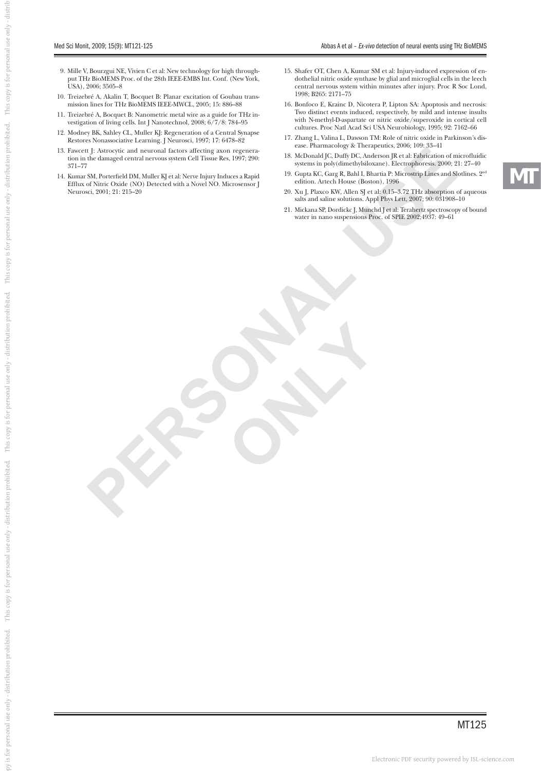9. Mille V, Bourzgui NE, Vivien C et al: New technology for high throughput THz BioMEMS Proc. of the 28th IEEE-EMBS Int. Conf. (New York, USA), 2006; 3505–8
10. Treizebré A, Akalin T, Bocquet B: Planar excitation of Goubau transmission lines for THz BioMEMS IEEE-MWCL, 2005; 15: 886–88
11. Treizebré A, Bocquet B: Nanometric metal wire as a guide for THz investigation of living cells. Int J Nanotechnol, 2008; 6/7/8: 784–95
12. Modney BK, Sahley CL, Muller KJ: Regeneration of a Central Synapse Restores Nonassociative Learning. J Neurosci, 1997; 17: 6478–82
13. Fawcett J: Astrocytic and neuronal factors affecting axon regeneration in the damaged central nervous system Cell Tissue Res, 1997; 290: 371–77
14. Kumar SM, Porterfield DM, Muller KJ et al: Nerve Injury Induces a Rapid Efflux of Nitric Oxide (NO) Detected with a Novel NO. Microsensor J Neurosci, 2001; 21: 215–20
15. Shafer OT, Chen A, Kumar SM et al: Injury-induced expression of endothelial nitric oxide synthase by glial and microglial cells in the leech central nervous system within minutes after injury. Proc R Soc Lond, 1998; B265: 2171–75
16. Bonfoco E, Krainc D, Nicotera P, Lipton SA: Apoptosis and necrosis: Two distinct events induced, respectively, by mild and intense insults with N-methyl-D-aspartate or nitric oxide/superoxide in cortical cell cultures. Proc Natl Acad Sci USA Neurobiology, 1995; 92: 7162–66
17. Zhang L, Valina L, Dawson TM: Role of nitric oxide in Parkinson's disease. Pharmacology & Therapeutics, 2006; 109: 33–41
18. McDonald JC, Duffy DC, Anderson JR et al: Fabrication of microfluidic systems in poly(dimethylsiloxane). Electrophoresis. 2000; 21: 27–40
19. Gupta KC, Garg R, Bahl I, Bhartia P: Microstrip Lines and Slotlines. 2nd edition. Artech House (Boston), 1996
20. Xu J, Plaxco KW, Allen SJ et al: 0.15–3.72 THz absorption of aqueous salts and saline solutions. Appl Phys Lett, 2007; 90: 031908–10
21. Mickana SP, Dordickc J, Munchd J et al: Terahertz spectroscopy of bound water in nano suspensions Proc. of SPIE 2002;4937: 49–61